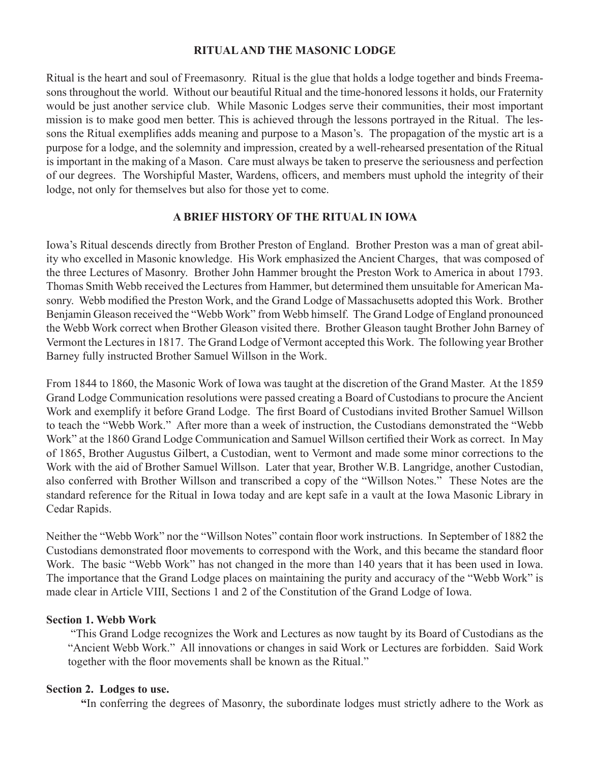## RITUAL AND THE MASONIC LODGE

Ritual is the heart and soul of Freemasonry. Ritual is the glue that holds a lodge together and binds Freemasons throughout the world. Without our beautiful Ritual and the time-honored lessons it holds, our Fraternity would be just another service club. While Masonic Lodges serve their communities, their most important mission is to make good men better. This is achieved through the lessons portrayed in the Ritual. The lessons the Ritual exemplifies adds meaning and purpose to a Mason's. The propagation of the mystic art is a purpose for a lodge, and the solemnity and impression, created by a well-rehearsed presentation of the Ritual is important in the making of a Mason. Care must always be taken to preserve the seriousness and perfection of our degrees. The Worshipful Master, Wardens, officers, and members must uphold the integrity of their lodge, not only for themselves but also for those yet to come.

## A BRIEF HISTORY OF THE RITUAL IN IOWA

Iowa's Ritual descends directly from Brother Preston of England. Brother Preston was a man of great ability who excelled in Masonic knowledge. His Work emphasized the Ancient Charges, that was composed of the three Lectures of Masonry. Brother John Hammer brought the Preston Work to America in about 1793. Thomas Smith Webb received the Lectures from Hammer, but determined them unsuitable for American Masonry. Webb modified the Preston Work, and the Grand Lodge of Massachusetts adopted this Work. Brother Benjamin Gleason received the "Webb Work" from Webb himself. The Grand Lodge of England pronounced the Webb Work correct when Brother Gleason visited there. Brother Gleason taught Brother John Barney of Vermont the Lectures in 1817. The Grand Lodge of Vermont accepted this Work. The following year Brother Barney fully instructed Brother Samuel Willson in the Work.

From 1844 to 1860, the Masonic Work of Iowa was taught at the discretion of the Grand Master. At the 1859 Grand Lodge Communication resolutions were passed creating a Board of Custodians to procure the Ancient Work and exemplify it before Grand Lodge. The first Board of Custodians invited Brother Samuel Willson to teach the "Webb Work." After more than a week of instruction, the Custodians demonstrated the "Webb Work" at the 1860 Grand Lodge Communication and Samuel Willson certified their Work as correct. In May of 1865, Brother Augustus Gilbert, a Custodian, went to Vermont and made some minor corrections to the Work with the aid of Brother Samuel Willson. Later that year, Brother W.B. Langridge, another Custodian, also conferred with Brother Willson and transcribed a copy of the "Willson Notes." These Notes are the standard reference for the Ritual in Iowa today and are kept safe in a vault at the Iowa Masonic Library in Cedar Rapids.

Neither the "Webb Work" nor the "Willson Notes" contain floor work instructions. In September of 1882 the Custodians demonstrated floor movements to correspond with the Work, and this became the standard floor Work. The basic "Webb Work" has not changed in the more than 140 years that it has been used in Iowa. The importance that the Grand Lodge places on maintaining the purity and accuracy of the "Webb Work" is made clear in Article VIII, Sections 1 and 2 of the Constitution of the Grand Lodge of Iowa.

**Section 1. Webb Work**

"This Grand Lodge recognizes the Work and Lectures as now taught by its Board of Custodians as the "Ancient Webb Work." All innovations or changes in said Work or Lectures are forbidden. Said Work together with the floor movements shall be known as the Ritual."

**Section 2. Lodges to use.**

"In conferring the degrees of Masonry, the subordinate lodges must strictly adhere to the Work as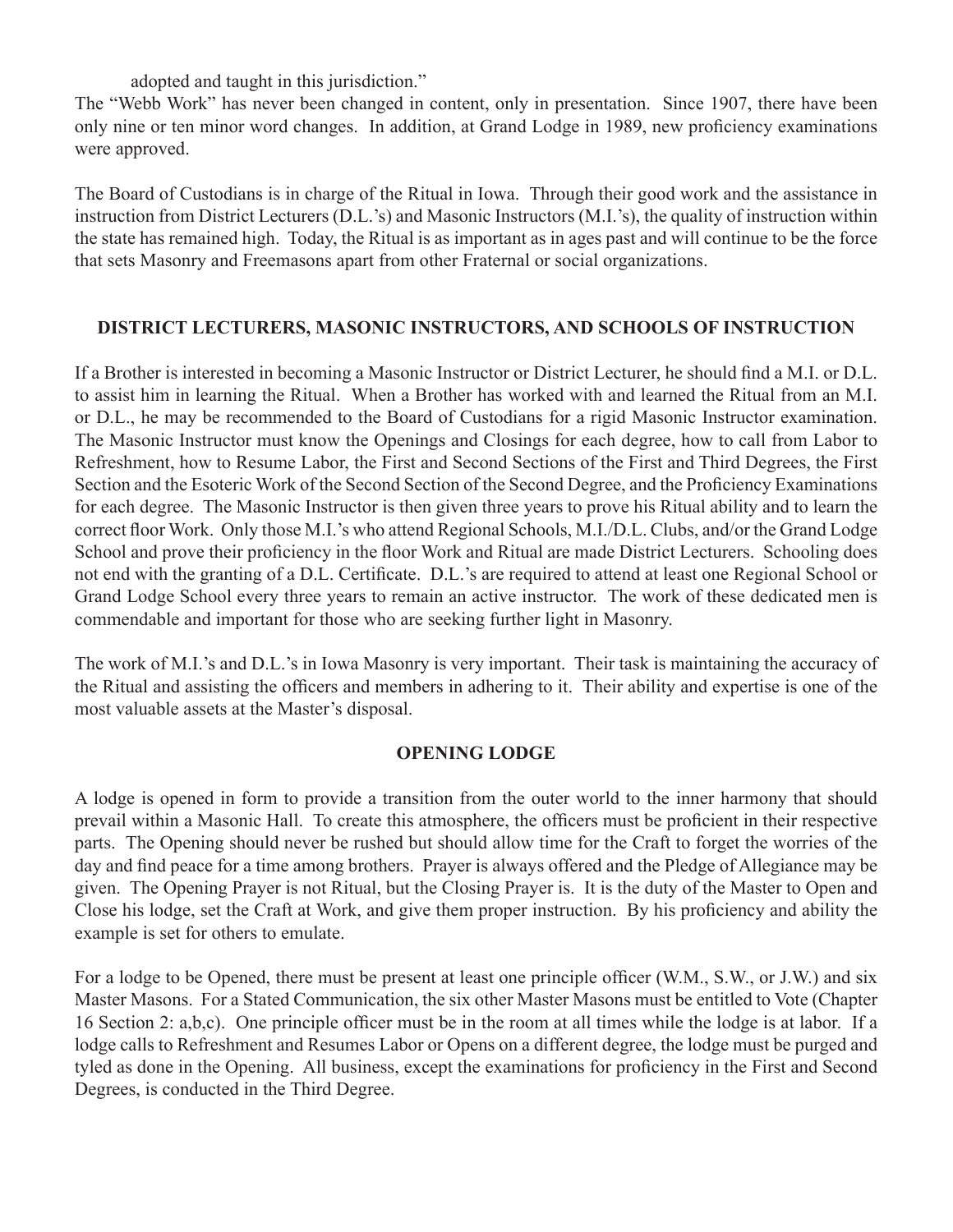adopted and taught in this jurisdiction."

The "Webb Work" has never been changed in content, only in presentation. Since 1907, there have been only nine or ten minor word changes. In addition, at Grand Lodge in 1989, new proficiency examinations were approved.

The Board of Custodians is in charge of the Ritual in Iowa. Through their good work and the assistance in instruction from District Lecturers (D.L.'s) and Masonic Instructors (M.I.'s), the quality of instruction within the state has remained high. Today, the Ritual is as important as in ages past and will continue to be the force that sets Masonry and Freemasons apart from other Fraternal or social organizations.

## DISTRICT LECTURERS, MASONIC INSTRUCTORS, AND SCHOOLS OF INSTRUCTION

If a Brother is interested in becoming a Masonic Instructor or District Lecturer, he should find a M.I. or D.L. to assist him in learning the Ritual. When a Brother has worked with and learned the Ritual from an M.I. or D.L., he may be recommended to the Board of Custodians for a rigid Masonic Instructor examination. The Masonic Instructor must know the Openings and Closings for each degree, how to call from Labor to Refreshment, how to Resume Labor, the First and Second Sections of the First and Third Degrees, the First Section and the Esoteric Work of the Second Section of the Second Degree, and the Proficiency Examinations for each degree. The Masonic Instructor is then given three years to prove his Ritual ability and to learn the correct floor Work. Only those M.I.'s who attend Regional Schools, M.I./D.L. Clubs, and/or the Grand Lodge School and prove their proficiency in the floor Work and Ritual are made District Lecturers. Schooling does not end with the granting of a D.L. Certificate. D.L.'s are required to attend at least one Regional School or Grand Lodge School every three years to remain an active instructor. The work of these dedicated men is commendable and important for those who are seeking further light in Masonry.

The work of M.I.'s and D.L.'s in Iowa Masonry is very important. Their task is maintaining the accuracy of the Ritual and assisting the officers and members in adhering to it. Their ability and expertise is one of the most valuable assets at the Master's disposal.

## OPENING LODGE

A lodge is opened in form to provide a transition from the outer world to the inner harmony that should prevail within a Masonic Hall. To create this atmosphere, the officers must be proficient in their respective parts. The Opening should never be rushed but should allow time for the Craft to forget the worries of the day and find peace for a time among brothers. Prayer is always offered and the Pledge of Allegiance may be given. The Opening Prayer is not Ritual, but the Closing Prayer is. It is the duty of the Master to Open and Close his lodge, set the Craft at Work, and give them proper instruction. By his proficiency and ability the example is set for others to emulate.

For a lodge to be Opened, there must be present at least one principle officer (W.M., S.W., or J.W.) and six Master Masons. For a Stated Communication, the six other Master Masons must be entitled to Vote (Chapter 16 Section 2: a,b,c). One principle officer must be in the room at all times while the lodge is at labor. If a lodge calls to Refreshment and Resumes Labor or Opens on a different degree, the lodge must be purged and tyled as done in the Opening. All business, except the examinations for proficiency in the First and Second Degrees, is conducted in the Third Degree.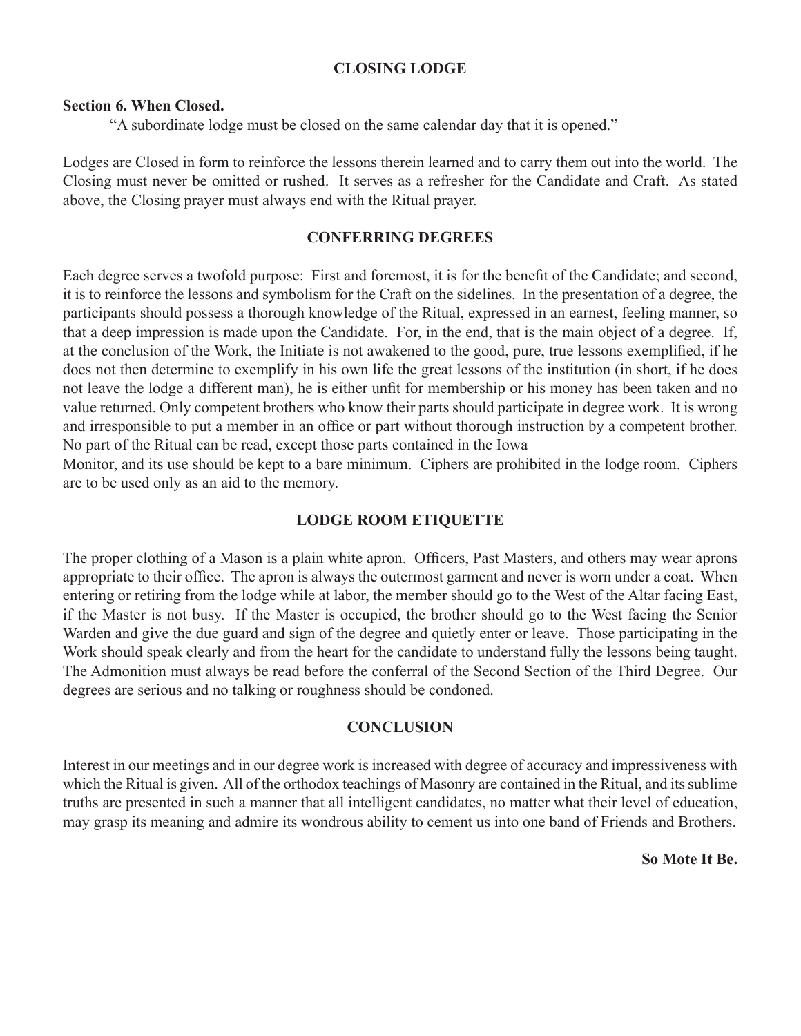## CLOSING LODGE

**Section 6. When Closed.**

"A subordinate lodge must be closed on the same calendar day that it is opened."

Lodges are Closed in form to reinforce the lessons therein learned and to carry them out into the world. The Closing must never be omitted or rushed. It serves as a refresher for the Candidate and Craft. As stated above, the Closing prayer must always end with the Ritual prayer.

## CONFERRING DEGREES

Each degree serves a twofold purpose: First and foremost, it is for the benefit of the Candidate; and second, it is to reinforce the lessons and symbolism for the Craft on the sidelines. In the presentation of a degree, the participants should possess a thorough knowledge of the Ritual, expressed in an earnest, feeling manner, so that a deep impression is made upon the Candidate. For, in the end, that is the main object of a degree. If, at the conclusion of the Work, the Initiate is not awakened to the good, pure, true lessons exemplified, if he does not then determine to exemplify in his own life the great lessons of the institution (in short, if he does not leave the lodge a different man), he is either unfit for membership or his money has been taken and no value returned. Only competent brothers who know their parts should participate in degree work. It is wrong and irresponsible to put a member in an office or part without thorough instruction by a competent brother. No part of the Ritual can be read, except those parts contained in the Iowa Monitor, and its use should be kept to a bare minimum. Ciphers are prohibited in the lodge room. Ciphers are to be used only as an aid to the memory.

## LODGE ROOM ETIQUETTE

The proper clothing of a Mason is a plain white apron. Officers, Past Masters, and others may wear aprons appropriate to their office. The apron is always the outermost garment and never is worn under a coat. When entering or retiring from the lodge while at labor, the member should go to the West of the Altar facing East, if the Master is not busy. If the Master is occupied, the brother should go to the West facing the Senior Warden and give the due guard and sign of the degree and quietly enter or leave. Those participating in the Work should speak clearly and from the heart for the candidate to understand fully the lessons being taught. The Admonition must always be read before the conferral of the Second Section of the Third Degree. Our degrees are serious and no talking or roughness should be condoned.

## CONCLUSION

Interest in our meetings and in our degree work is increased with degree of accuracy and impressiveness with which the Ritual is given. All of the orthodox teachings of Masonry are contained in the Ritual, and its sublime truths are presented in such a manner that all intelligent candidates, no matter what their level of education, may grasp its meaning and admire its wondrous ability to cement us into one band of Friends and Brothers.

**So Mote It Be.**